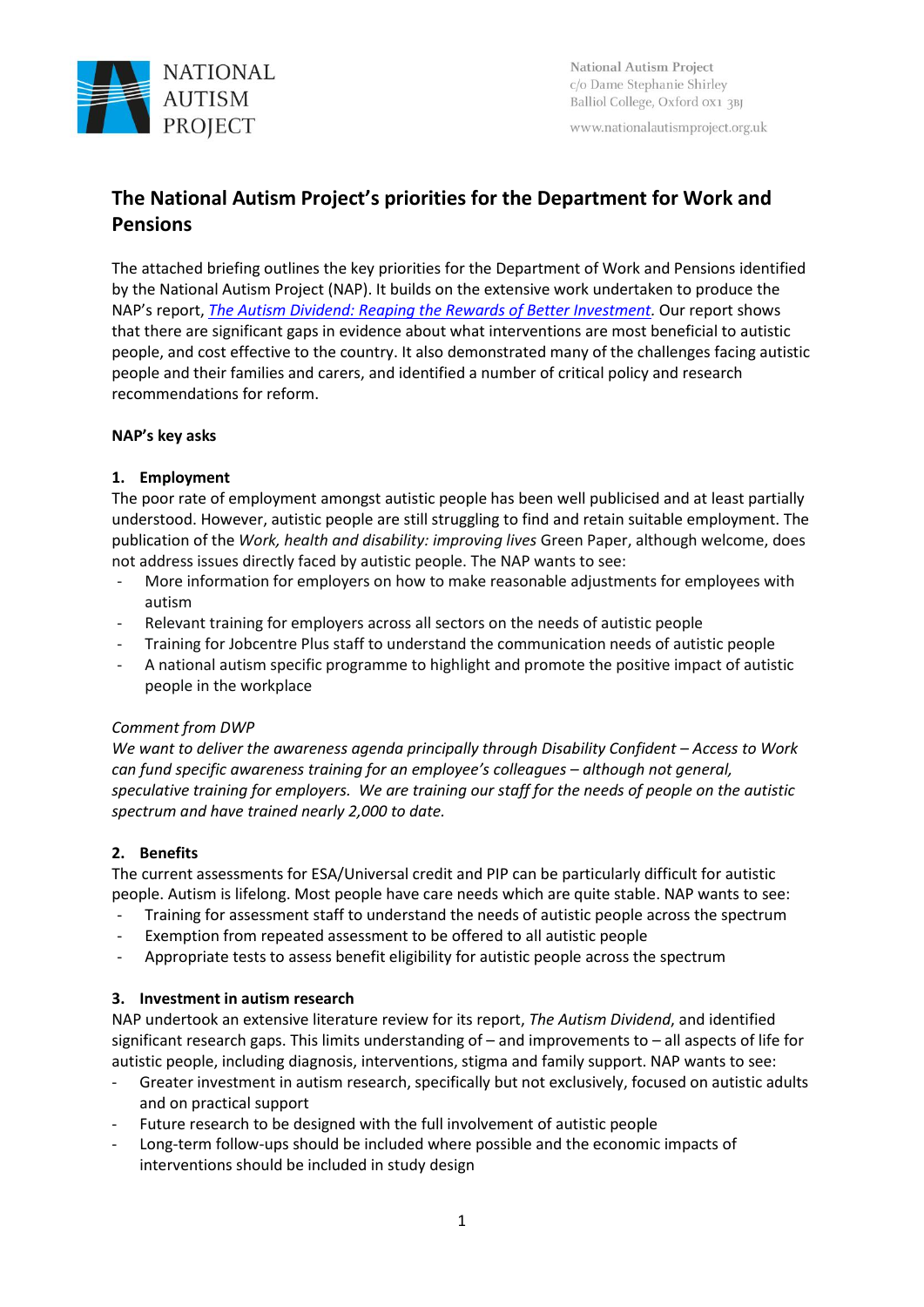NATIONAL AUTISM PROJECT

National Autism Project
c/o Dame Stephanie Shirley
Balliol College, Oxford OX1 3BJ

www.nationalautismproject.org.uk

# The National Autism Project's priorities for the Department for Work and Pensions

The attached briefing outlines the key priorities for the Department of Work and Pensions identified by the National Autism Project (NAP). It builds on the extensive work undertaken to produce the NAP's report, *The Autism Dividend: Reaping the Rewards of Better Investment*. Our report shows that there are significant gaps in evidence about what interventions are most beneficial to autistic people, and cost effective to the country. It also demonstrated many of the challenges facing autistic people and their families and carers, and identified a number of critical policy and research recommendations for reform.

**NAP's key asks**

**1. Employment**

The poor rate of employment amongst autistic people has been well publicised and at least partially understood. However, autistic people are still struggling to find and retain suitable employment. The publication of the *Work, health and disability: improving lives* Green Paper, although welcome, does not address issues directly faced by autistic people. The NAP wants to see:

- More information for employers on how to make reasonable adjustments for employees with autism
- Relevant training for employers across all sectors on the needs of autistic people
- Training for Jobcentre Plus staff to understand the communication needs of autistic people
- A national autism specific programme to highlight and promote the positive impact of autistic people in the workplace

*Comment from DWP*

*We want to deliver the awareness agenda principally through Disability Confident – Access to Work can fund specific awareness training for an employee's colleagues – although not general, speculative training for employers. We are training our staff for the needs of people on the autistic spectrum and have trained nearly 2,000 to date.*

**2. Benefits**

The current assessments for ESA/Universal credit and PIP can be particularly difficult for autistic people. Autism is lifelong. Most people have care needs which are quite stable. NAP wants to see:

- Training for assessment staff to understand the needs of autistic people across the spectrum
- Exemption from repeated assessment to be offered to all autistic people
- Appropriate tests to assess benefit eligibility for autistic people across the spectrum

**3. Investment in autism research**

NAP undertook an extensive literature review for its report, *The Autism Dividend*, and identified significant research gaps. This limits understanding of – and improvements to – all aspects of life for autistic people, including diagnosis, interventions, stigma and family support. NAP wants to see:

- Greater investment in autism research, specifically but not exclusively, focused on autistic adults and on practical support
- Future research to be designed with the full involvement of autistic people
- Long-term follow-ups should be included where possible and the economic impacts of interventions should be included in study design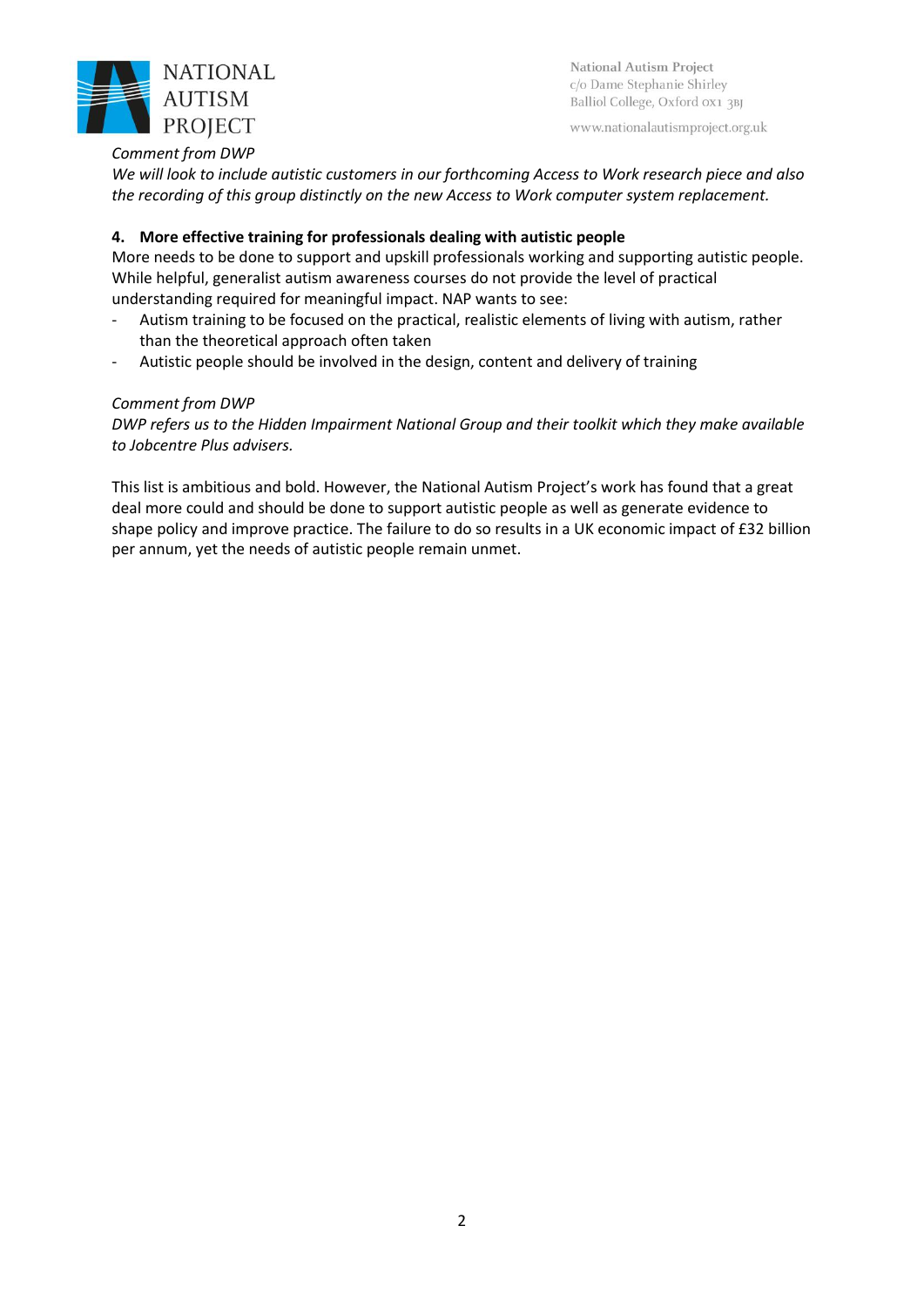*Comment from DWP*

*We will look to include autistic customers in our forthcoming Access to Work research piece and also the recording of this group distinctly on the new Access to Work computer system replacement.*

**4. More effective training for professionals dealing with autistic people**

More needs to be done to support and upskill professionals working and supporting autistic people. While helpful, generalist autism awareness courses do not provide the level of practical understanding required for meaningful impact. NAP wants to see:

- Autism training to be focused on the practical, realistic elements of living with autism, rather than the theoretical approach often taken
- Autistic people should be involved in the design, content and delivery of training

*Comment from DWP*

*DWP refers us to the Hidden Impairment National Group and their toolkit which they make available to Jobcentre Plus advisers.*

This list is ambitious and bold. However, the National Autism Project's work has found that a great deal more could and should be done to support autistic people as well as generate evidence to shape policy and improve practice. The failure to do so results in a UK economic impact of £32 billion per annum, yet the needs of autistic people remain unmet.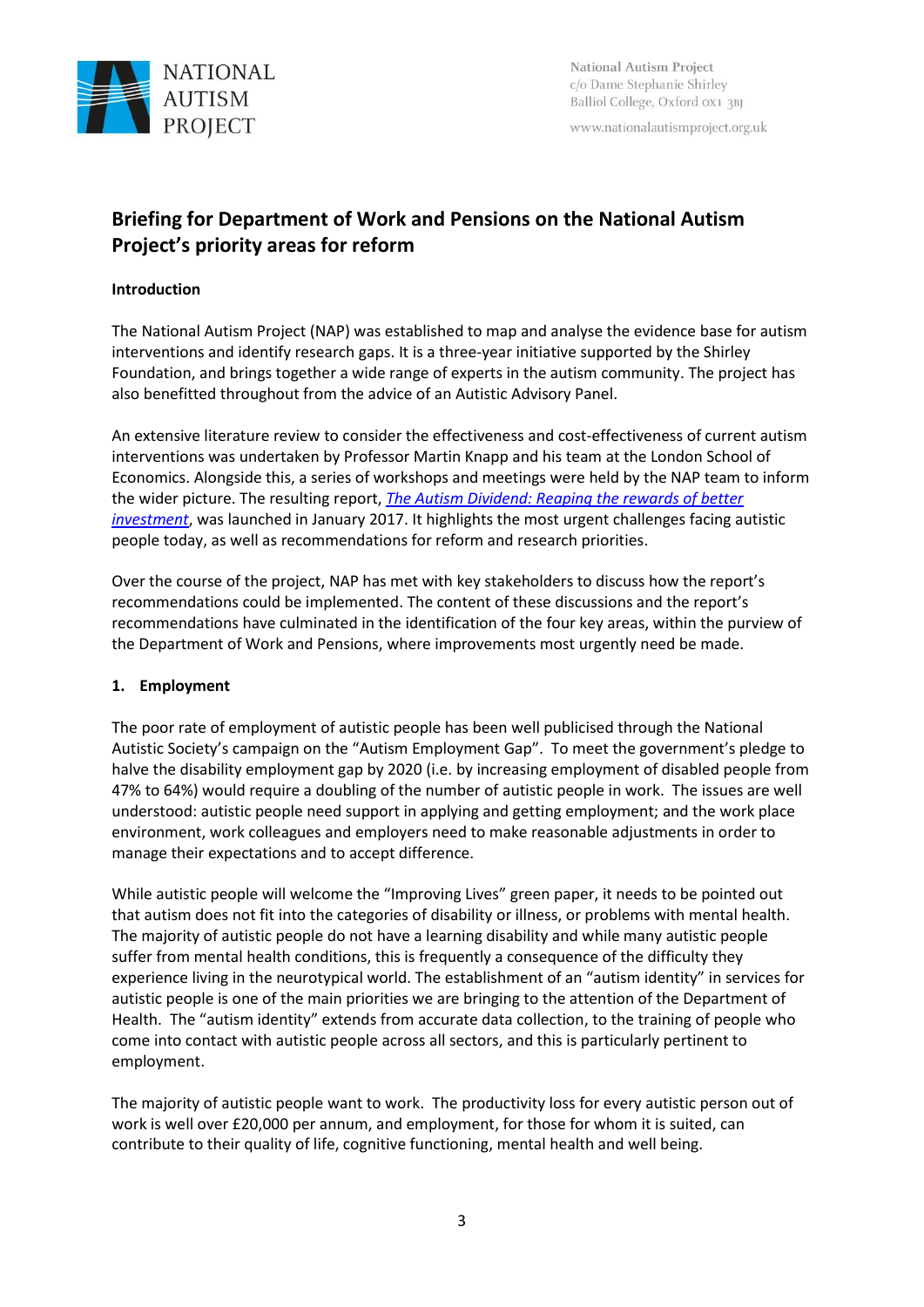NATIONAL AUTISM PROJECT

National Autism Project
c/o Dame Stephanie Shirley
Balliol College, Oxford OX1 3BJ

www.nationalautismproject.org.uk

## Briefing for Department of Work and Pensions on the National Autism Project's priority areas for reform

**Introduction**

The National Autism Project (NAP) was established to map and analyse the evidence base for autism interventions and identify research gaps. It is a three-year initiative supported by the Shirley Foundation, and brings together a wide range of experts in the autism community. The project has also benefitted throughout from the advice of an Autistic Advisory Panel.

An extensive literature review to consider the effectiveness and cost-effectiveness of current autism interventions was undertaken by Professor Martin Knapp and his team at the London School of Economics. Alongside this, a series of workshops and meetings were held by the NAP team to inform the wider picture. The resulting report, *The Autism Dividend: Reaping the rewards of better investment*, was launched in January 2017. It highlights the most urgent challenges facing autistic people today, as well as recommendations for reform and research priorities.

Over the course of the project, NAP has met with key stakeholders to discuss how the report's recommendations could be implemented. The content of these discussions and the report's recommendations have culminated in the identification of the four key areas, within the purview of the Department of Work and Pensions, where improvements most urgently need be made.

**1. Employment**

The poor rate of employment of autistic people has been well publicised through the National Autistic Society's campaign on the "Autism Employment Gap". To meet the government's pledge to halve the disability employment gap by 2020 (i.e. by increasing employment of disabled people from 47% to 64%) would require a doubling of the number of autistic people in work. The issues are well understood: autistic people need support in applying and getting employment; and the work place environment, work colleagues and employers need to make reasonable adjustments in order to manage their expectations and to accept difference.

While autistic people will welcome the "Improving Lives" green paper, it needs to be pointed out that autism does not fit into the categories of disability or illness, or problems with mental health. The majority of autistic people do not have a learning disability and while many autistic people suffer from mental health conditions, this is frequently a consequence of the difficulty they experience living in the neurotypical world. The establishment of an "autism identity" in services for autistic people is one of the main priorities we are bringing to the attention of the Department of Health. The "autism identity" extends from accurate data collection, to the training of people who come into contact with autistic people across all sectors, and this is particularly pertinent to employment.

The majority of autistic people want to work. The productivity loss for every autistic person out of work is well over £20,000 per annum, and employment, for those for whom it is suited, can contribute to their quality of life, cognitive functioning, mental health and well being.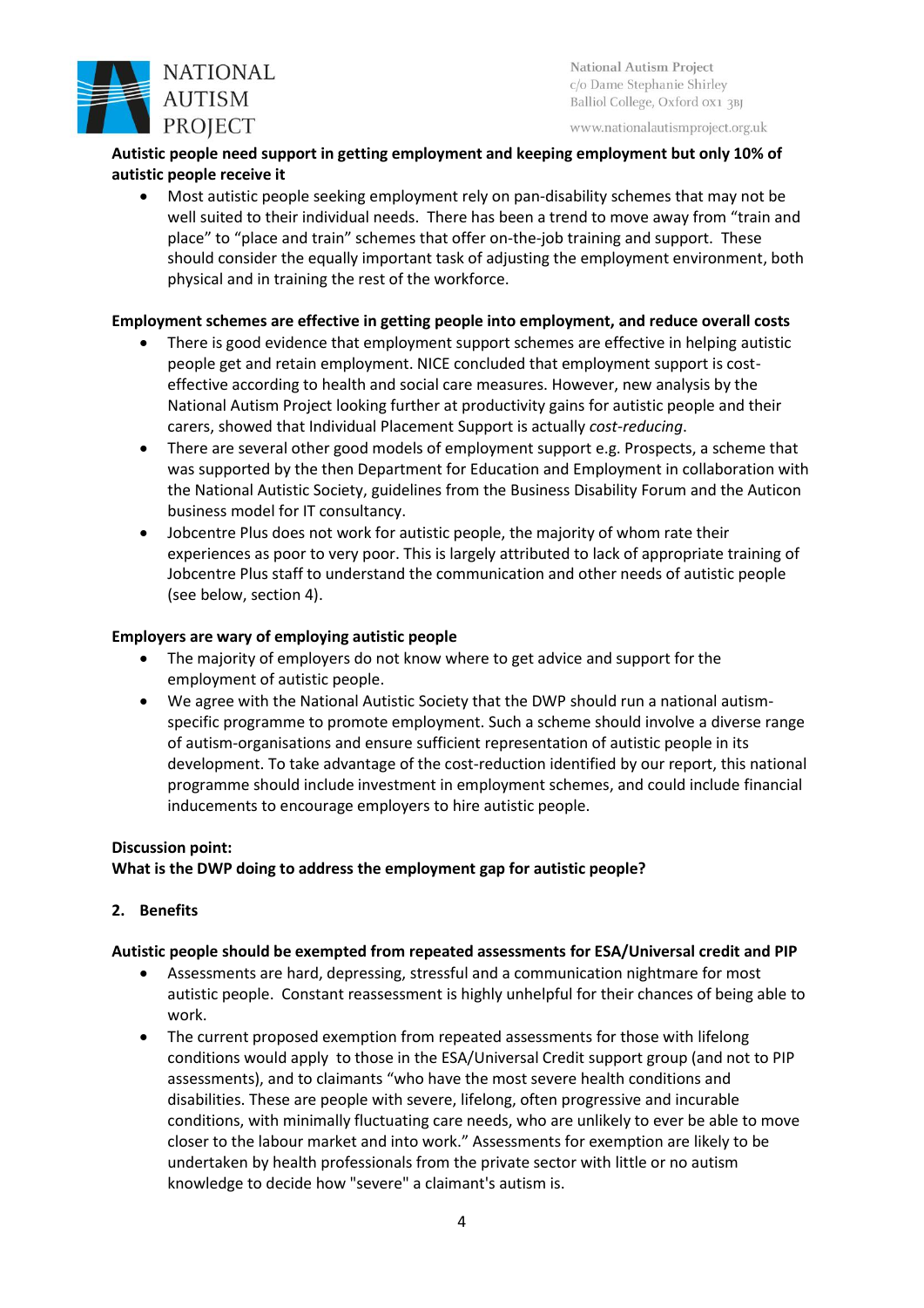**Autistic people need support in getting employment and keeping employment but only 10% of autistic people receive it**

- Most autistic people seeking employment rely on pan-disability schemes that may not be well suited to their individual needs. There has been a trend to move away from "train and place" to "place and train" schemes that offer on-the-job training and support. These should consider the equally important task of adjusting the employment environment, both physical and in training the rest of the workforce.

**Employment schemes are effective in getting people into employment, and reduce overall costs**

- There is good evidence that employment support schemes are effective in helping autistic people get and retain employment. NICE concluded that employment support is cost-effective according to health and social care measures. However, new analysis by the National Autism Project looking further at productivity gains for autistic people and their carers, showed that Individual Placement Support is actually *cost-reducing*.
- There are several other good models of employment support e.g. Prospects, a scheme that was supported by the then Department for Education and Employment in collaboration with the National Autistic Society, guidelines from the Business Disability Forum and the Auticon business model for IT consultancy.
- Jobcentre Plus does not work for autistic people, the majority of whom rate their experiences as poor to very poor. This is largely attributed to lack of appropriate training of Jobcentre Plus staff to understand the communication and other needs of autistic people (see below, section 4).

**Employers are wary of employing autistic people**

- The majority of employers do not know where to get advice and support for the employment of autistic people.
- We agree with the National Autistic Society that the DWP should run a national autism-specific programme to promote employment. Such a scheme should involve a diverse range of autism-organisations and ensure sufficient representation of autistic people in its development. To take advantage of the cost-reduction identified by our report, this national programme should include investment in employment schemes, and could include financial inducements to encourage employers to hire autistic people.

**Discussion point:**
**What is the DWP doing to address the employment gap for autistic people?**

## 2. Benefits

**Autistic people should be exempted from repeated assessments for ESA/Universal credit and PIP**

- Assessments are hard, depressing, stressful and a communication nightmare for most autistic people. Constant reassessment is highly unhelpful for their chances of being able to work.
- The current proposed exemption from repeated assessments for those with lifelong conditions would apply to those in the ESA/Universal Credit support group (and not to PIP assessments), and to claimants "who have the most severe health conditions and disabilities. These are people with severe, lifelong, often progressive and incurable conditions, with minimally fluctuating care needs, who are unlikely to ever be able to move closer to the labour market and into work." Assessments for exemption are likely to be undertaken by health professionals from the private sector with little or no autism knowledge to decide how "severe" a claimant's autism is.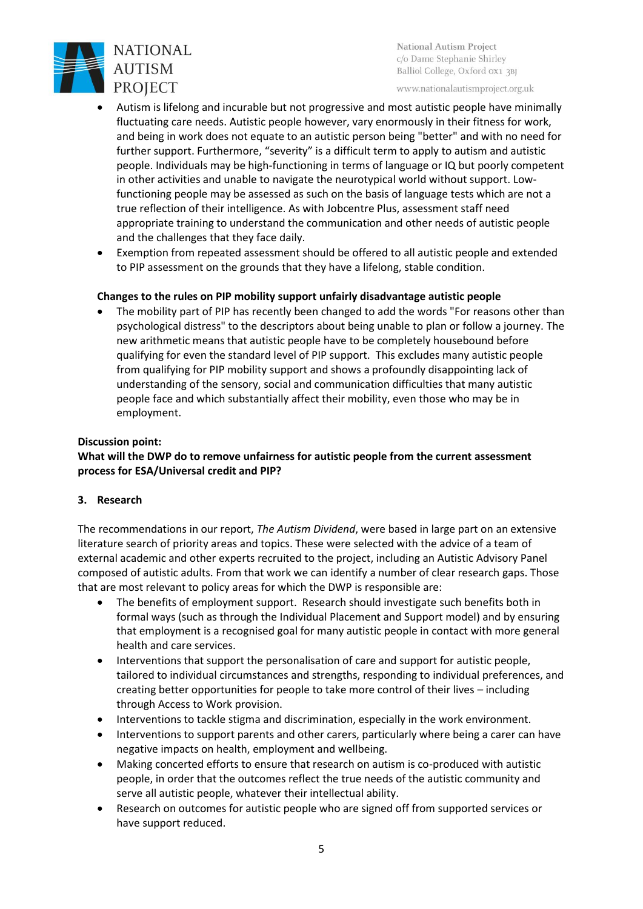- Autism is lifelong and incurable but not progressive and most autistic people have minimally fluctuating care needs. Autistic people however, vary enormously in their fitness for work, and being in work does not equate to an autistic person being "better" and with no need for further support. Furthermore, "severity" is a difficult term to apply to autism and autistic people. Individuals may be high-functioning in terms of language or IQ but poorly competent in other activities and unable to navigate the neurotypical world without support. Low-functioning people may be assessed as such on the basis of language tests which are not a true reflection of their intelligence. As with Jobcentre Plus, assessment staff need appropriate training to understand the communication and other needs of autistic people and the challenges that they face daily.
- Exemption from repeated assessment should be offered to all autistic people and extended to PIP assessment on the grounds that they have a lifelong, stable condition.

**Changes to the rules on PIP mobility support unfairly disadvantage autistic people**

- The mobility part of PIP has recently been changed to add the words "For reasons other than psychological distress" to the descriptors about being unable to plan or follow a journey. The new arithmetic means that autistic people have to be completely housebound before qualifying for even the standard level of PIP support. This excludes many autistic people from qualifying for PIP mobility support and shows a profoundly disappointing lack of understanding of the sensory, social and communication difficulties that many autistic people face and which substantially affect their mobility, even those who may be in employment.

**Discussion point:**
**What will the DWP do to remove unfairness for autistic people from the current assessment process for ESA/Universal credit and PIP?**

## 3. Research

The recommendations in our report, *The Autism Dividend*, were based in large part on an extensive literature search of priority areas and topics. These were selected with the advice of a team of external academic and other experts recruited to the project, including an Autistic Advisory Panel composed of autistic adults. From that work we can identify a number of clear research gaps. Those that are most relevant to policy areas for which the DWP is responsible are:

- The benefits of employment support. Research should investigate such benefits both in formal ways (such as through the Individual Placement and Support model) and by ensuring that employment is a recognised goal for many autistic people in contact with more general health and care services.
- Interventions that support the personalisation of care and support for autistic people, tailored to individual circumstances and strengths, responding to individual preferences, and creating better opportunities for people to take more control of their lives – including through Access to Work provision.
- Interventions to tackle stigma and discrimination, especially in the work environment.
- Interventions to support parents and other carers, particularly where being a carer can have negative impacts on health, employment and wellbeing.
- Making concerted efforts to ensure that research on autism is co-produced with autistic people, in order that the outcomes reflect the true needs of the autistic community and serve all autistic people, whatever their intellectual ability.
- Research on outcomes for autistic people who are signed off from supported services or have support reduced.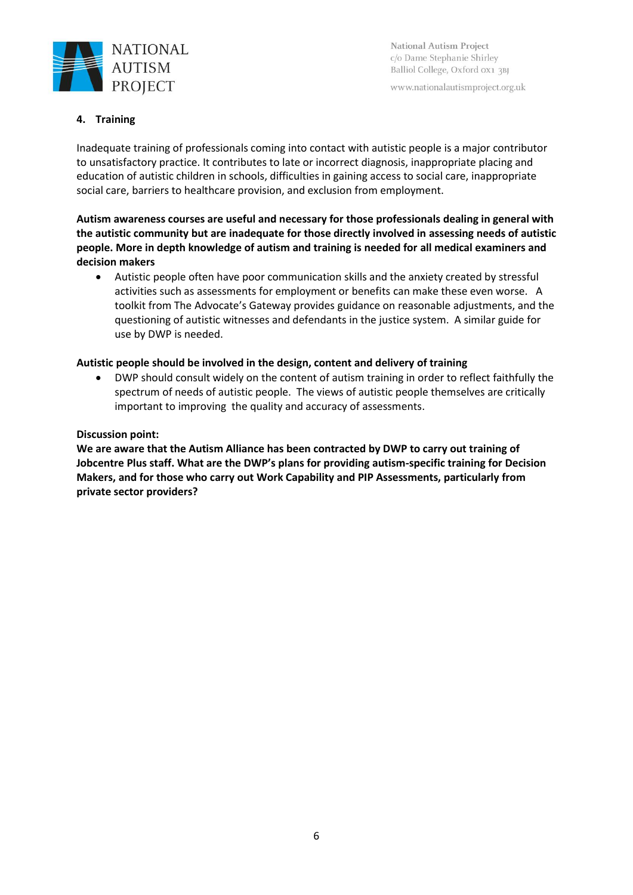## 4. Training

Inadequate training of professionals coming into contact with autistic people is a major contributor to unsatisfactory practice. It contributes to late or incorrect diagnosis, inappropriate placing and education of autistic children in schools, difficulties in gaining access to social care, inappropriate social care, barriers to healthcare provision, and exclusion from employment.

**Autism awareness courses are useful and necessary for those professionals dealing in general with the autistic community but are inadequate for those directly involved in assessing needs of autistic people. More in depth knowledge of autism and training is needed for all medical examiners and decision makers**

- Autistic people often have poor communication skills and the anxiety created by stressful activities such as assessments for employment or benefits can make these even worse. A toolkit from The Advocate's Gateway provides guidance on reasonable adjustments, and the questioning of autistic witnesses and defendants in the justice system. A similar guide for use by DWP is needed.

**Autistic people should be involved in the design, content and delivery of training**

- DWP should consult widely on the content of autism training in order to reflect faithfully the spectrum of needs of autistic people. The views of autistic people themselves are critically important to improving the quality and accuracy of assessments.

**Discussion point:**
**We are aware that the Autism Alliance has been contracted by DWP to carry out training of Jobcentre Plus staff. What are the DWP's plans for providing autism-specific training for Decision Makers, and for those who carry out Work Capability and PIP Assessments, particularly from private sector providers?**